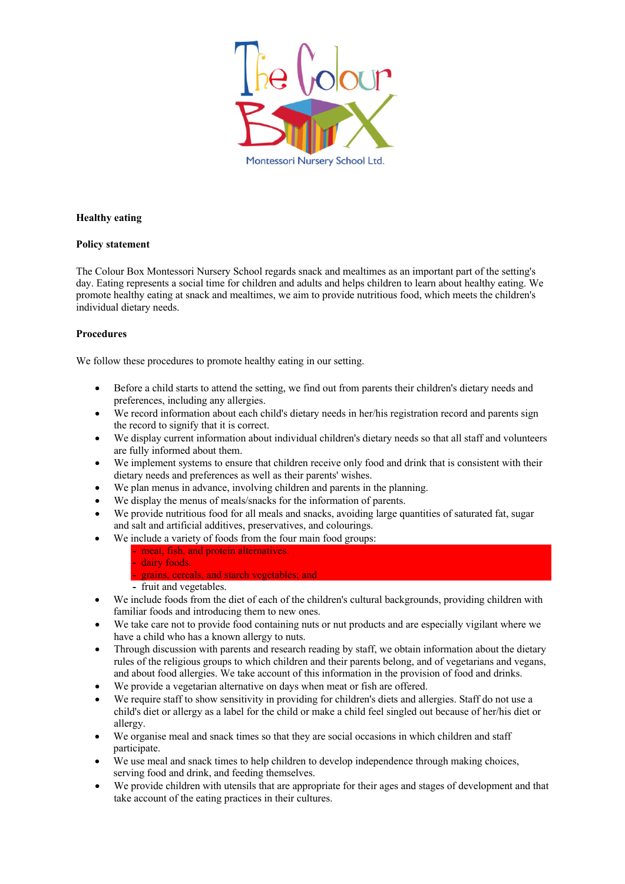**Healthy eating**

**Policy statement**

The Colour Box Montessori Nursery School regards snack and mealtimes as an important part of the setting's day. Eating represents a social time for children and adults and helps children to learn about healthy eating. We promote healthy eating at snack and mealtimes, we aim to provide nutritious food, which meets the children's individual dietary needs.

**Procedures**

We follow these procedures to promote healthy eating in our setting.

- Before a child starts to attend the setting, we find out from parents their children's dietary needs and preferences, including any allergies.
- We record information about each child's dietary needs in her/his registration record and parents sign the record to signify that it is correct.
- We display current information about individual children's dietary needs so that all staff and volunteers are fully informed about them.
- We implement systems to ensure that children receive only food and drink that is consistent with their dietary needs and preferences as well as their parents' wishes.
- We plan menus in advance, involving children and parents in the planning.
- We display the menus of meals/snacks for the information of parents.
- We provide nutritious food for all meals and snacks, avoiding large quantities of saturated fat, sugar and salt and artificial additives, preservatives, and colourings.
- We include a variety of foods from the four main food groups:
  - meat, fish, and protein alternatives.
  - dairy foods.
  - grains, cereals, and starch vegetables; and
  - fruit and vegetables.
- We include foods from the diet of each of the children's cultural backgrounds, providing children with familiar foods and introducing them to new ones.
- We take care not to provide food containing nuts or nut products and are especially vigilant where we have a child who has a known allergy to nuts.
- Through discussion with parents and research reading by staff, we obtain information about the dietary rules of the religious groups to which children and their parents belong, and of vegetarians and vegans, and about food allergies. We take account of this information in the provision of food and drinks.
- We provide a vegetarian alternative on days when meat or fish are offered.
- We require staff to show sensitivity in providing for children's diets and allergies. Staff do not use a child's diet or allergy as a label for the child or make a child feel singled out because of her/his diet or allergy.
- We organise meal and snack times so that they are social occasions in which children and staff participate.
- We use meal and snack times to help children to develop independence through making choices, serving food and drink, and feeding themselves.
- We provide children with utensils that are appropriate for their ages and stages of development and that take account of the eating practices in their cultures.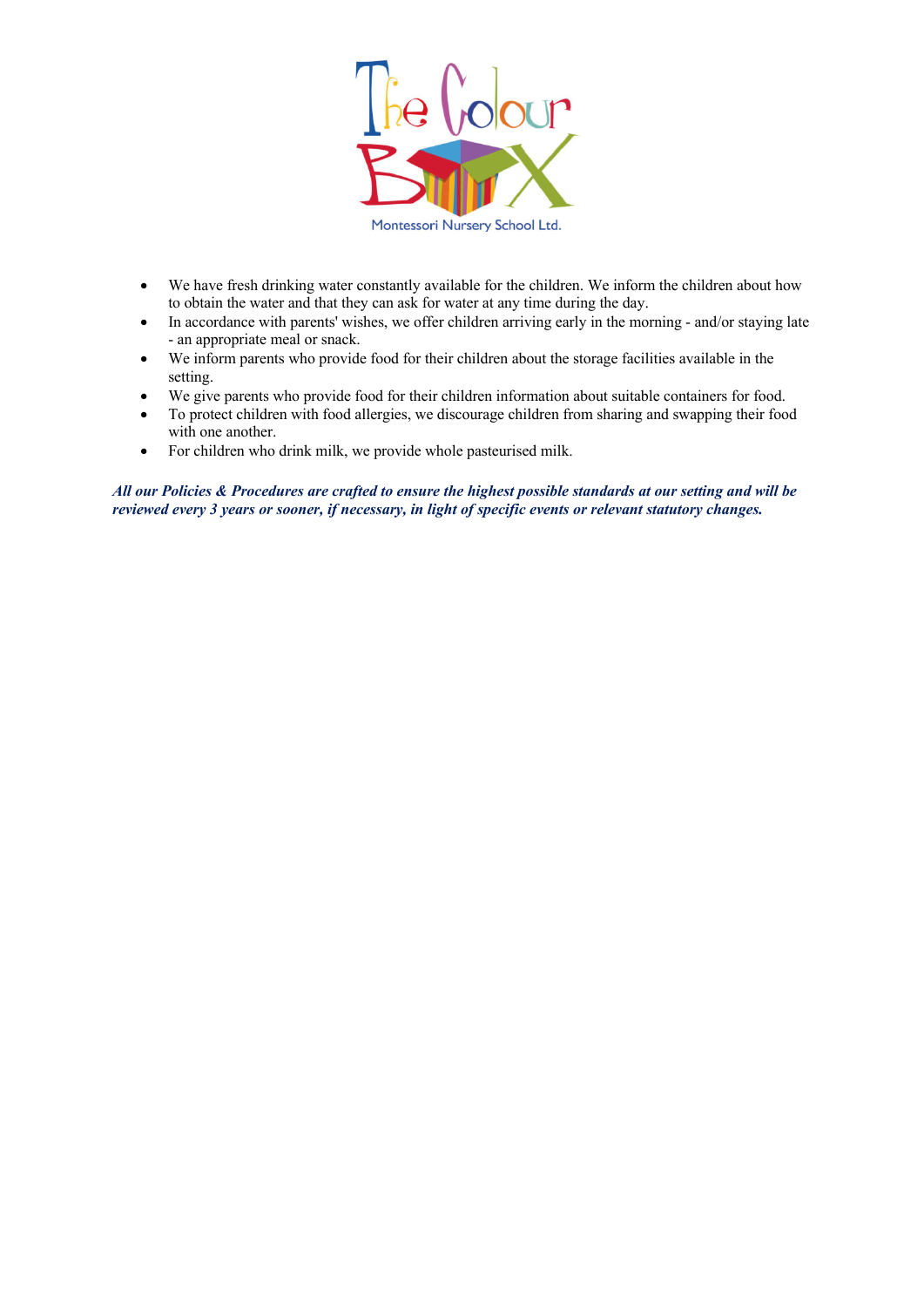- We have fresh drinking water constantly available for the children. We inform the children about how to obtain the water and that they can ask for water at any time during the day.
- In accordance with parents' wishes, we offer children arriving early in the morning - and/or staying late - an appropriate meal or snack.
- We inform parents who provide food for their children about the storage facilities available in the setting.
- We give parents who provide food for their children information about suitable containers for food.
- To protect children with food allergies, we discourage children from sharing and swapping their food with one another.
- For children who drink milk, we provide whole pasteurised milk.

***All our Policies & Procedures are crafted to ensure the highest possible standards at our setting and will be reviewed every 3 years or sooner, if necessary, in light of specific events or relevant statutory changes.***